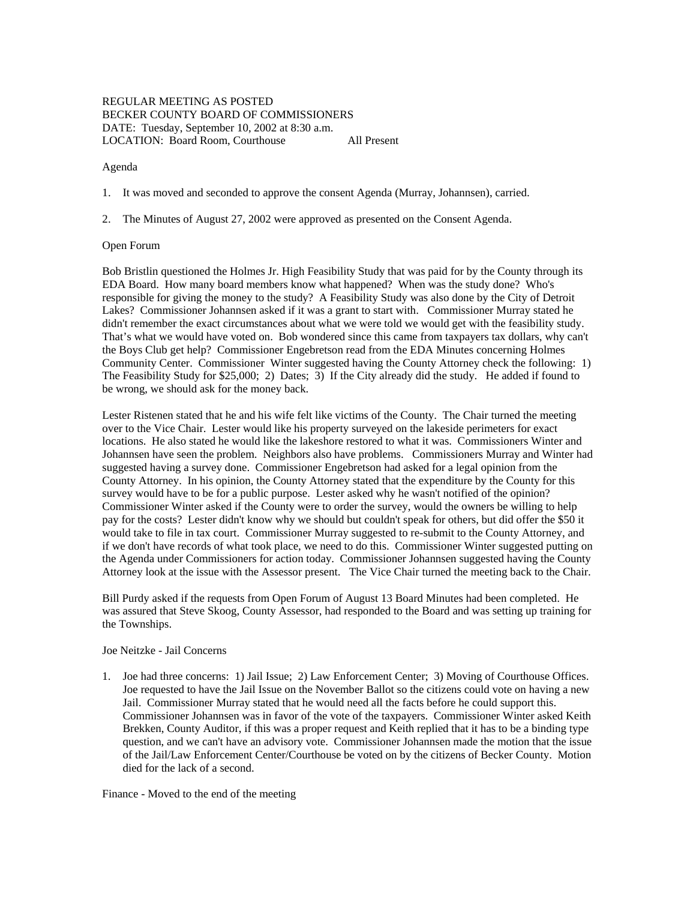REGULAR MEETING AS POSTED
BECKER COUNTY BOARD OF COMMISSIONERS
DATE: Tuesday, September 10, 2002 at 8:30 a.m.
LOCATION: Board Room, Courthouse All Present

Agenda

1. It was moved and seconded to approve the consent Agenda (Murray, Johannsen), carried.

2. The Minutes of August 27, 2002 were approved as presented on the Consent Agenda.

Open Forum

Bob Bristlin questioned the Holmes Jr. High Feasibility Study that was paid for by the County through its EDA Board. How many board members know what happened? When was the study done? Who's responsible for giving the money to the study? A Feasibility Study was also done by the City of Detroit Lakes? Commissioner Johannsen asked if it was a grant to start with. Commissioner Murray stated he didn't remember the exact circumstances about what we were told we would get with the feasibility study. That's what we would have voted on. Bob wondered since this came from taxpayers tax dollars, why can't the Boys Club get help? Commissioner Engebretson read from the EDA Minutes concerning Holmes Community Center. Commissioner Winter suggested having the County Attorney check the following: 1) The Feasibility Study for $25,000; 2) Dates; 3) If the City already did the study. He added if found to be wrong, we should ask for the money back.

Lester Ristenen stated that he and his wife felt like victims of the County. The Chair turned the meeting over to the Vice Chair. Lester would like his property surveyed on the lakeside perimeters for exact locations. He also stated he would like the lakeshore restored to what it was. Commissioners Winter and Johannsen have seen the problem. Neighbors also have problems. Commissioners Murray and Winter had suggested having a survey done. Commissioner Engebretson had asked for a legal opinion from the County Attorney. In his opinion, the County Attorney stated that the expenditure by the County for this survey would have to be for a public purpose. Lester asked why he wasn't notified of the opinion? Commissioner Winter asked if the County were to order the survey, would the owners be willing to help pay for the costs? Lester didn't know why we should but couldn't speak for others, but did offer the $50 it would take to file in tax court. Commissioner Murray suggested to re-submit to the County Attorney, and if we don't have records of what took place, we need to do this. Commissioner Winter suggested putting on the Agenda under Commissioners for action today. Commissioner Johannsen suggested having the County Attorney look at the issue with the Assessor present. The Vice Chair turned the meeting back to the Chair.

Bill Purdy asked if the requests from Open Forum of August 13 Board Minutes had been completed. He was assured that Steve Skoog, County Assessor, had responded to the Board and was setting up training for the Townships.

Joe Neitzke - Jail Concerns

1. Joe had three concerns: 1) Jail Issue; 2) Law Enforcement Center; 3) Moving of Courthouse Offices. Joe requested to have the Jail Issue on the November Ballot so the citizens could vote on having a new Jail. Commissioner Murray stated that he would need all the facts before he could support this. Commissioner Johannsen was in favor of the vote of the taxpayers. Commissioner Winter asked Keith Brekken, County Auditor, if this was a proper request and Keith replied that it has to be a binding type question, and we can't have an advisory vote. Commissioner Johannsen made the motion that the issue of the Jail/Law Enforcement Center/Courthouse be voted on by the citizens of Becker County. Motion died for the lack of a second.

Finance - Moved to the end of the meeting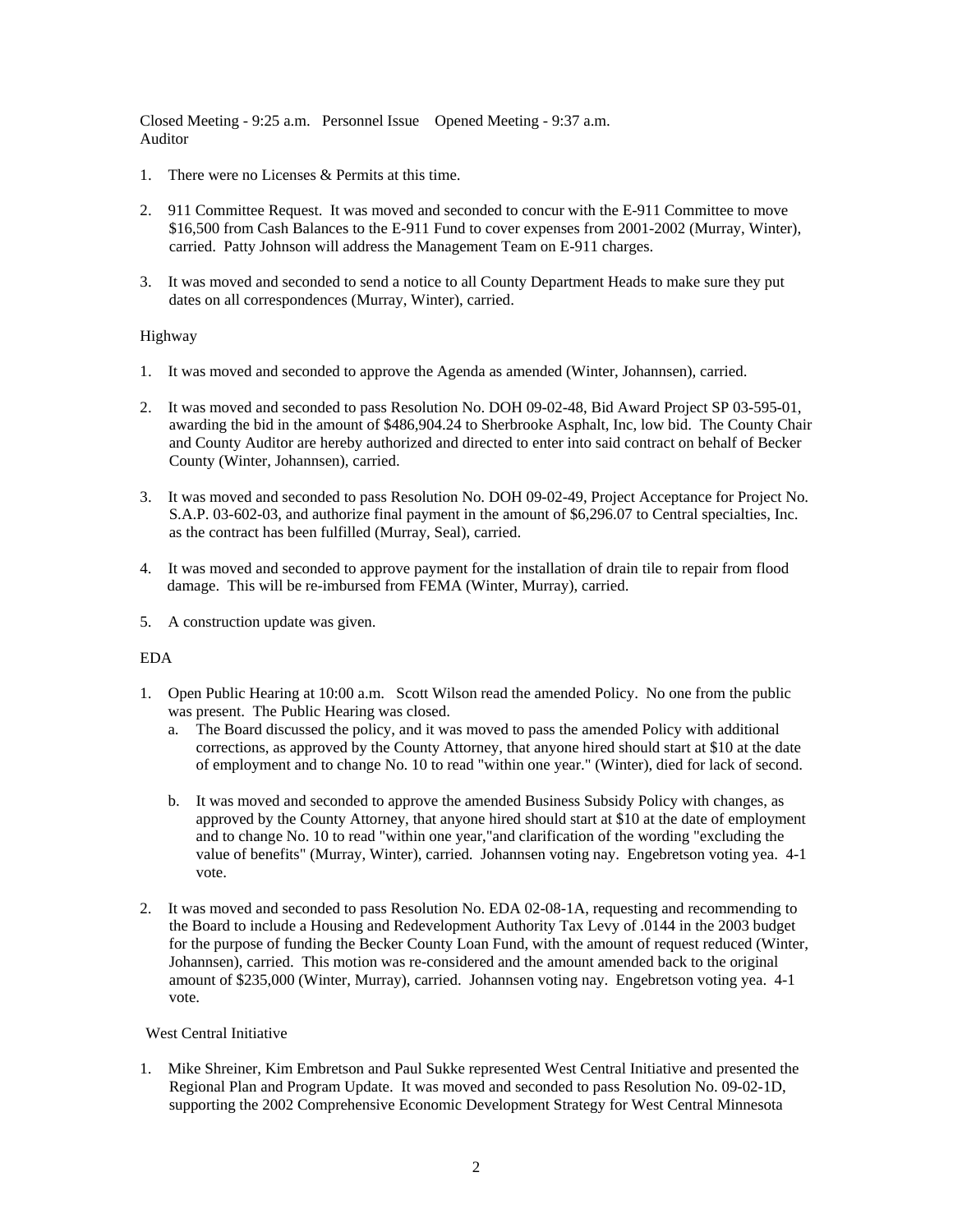Closed Meeting - 9:25 a.m. Personnel Issue Opened Meeting - 9:37 a.m.
Auditor

1. There were no Licenses & Permits at this time.

2. 911 Committee Request. It was moved and seconded to concur with the E-911 Committee to move $16,500 from Cash Balances to the E-911 Fund to cover expenses from 2001-2002 (Murray, Winter), carried. Patty Johnson will address the Management Team on E-911 charges.

3. It was moved and seconded to send a notice to all County Department Heads to make sure they put dates on all correspondences (Murray, Winter), carried.

Highway

1. It was moved and seconded to approve the Agenda as amended (Winter, Johannsen), carried.

2. It was moved and seconded to pass Resolution No. DOH 09-02-48, Bid Award Project SP 03-595-01, awarding the bid in the amount of $486,904.24 to Sherbrooke Asphalt, Inc, low bid. The County Chair and County Auditor are hereby authorized and directed to enter into said contract on behalf of Becker County (Winter, Johannsen), carried.

3. It was moved and seconded to pass Resolution No. DOH 09-02-49, Project Acceptance for Project No. S.A.P. 03-602-03, and authorize final payment in the amount of $6,296.07 to Central specialties, Inc. as the contract has been fulfilled (Murray, Seal), carried.

4. It was moved and seconded to approve payment for the installation of drain tile to repair from flood damage. This will be re-imbursed from FEMA (Winter, Murray), carried.

5. A construction update was given.

EDA

1. Open Public Hearing at 10:00 a.m. Scott Wilson read the amended Policy. No one from the public was present. The Public Hearing was closed.
   a. The Board discussed the policy, and it was moved to pass the amended Policy with additional corrections, as approved by the County Attorney, that anyone hired should start at $10 at the date of employment and to change No. 10 to read "within one year." (Winter), died for lack of second.

   b. It was moved and seconded to approve the amended Business Subsidy Policy with changes, as approved by the County Attorney, that anyone hired should start at $10 at the date of employment and to change No. 10 to read "within one year,"and clarification of the wording "excluding the value of benefits" (Murray, Winter), carried. Johannsen voting nay. Engebretson voting yea. 4-1 vote.

2. It was moved and seconded to pass Resolution No. EDA 02-08-1A, requesting and recommending to the Board to include a Housing and Redevelopment Authority Tax Levy of .0144 in the 2003 budget for the purpose of funding the Becker County Loan Fund, with the amount of request reduced (Winter, Johannsen), carried. This motion was re-considered and the amount amended back to the original amount of $235,000 (Winter, Murray), carried. Johannsen voting nay. Engebretson voting yea. 4-1 vote.

West Central Initiative

1. Mike Shreiner, Kim Embretson and Paul Sukke represented West Central Initiative and presented the Regional Plan and Program Update. It was moved and seconded to pass Resolution No. 09-02-1D, supporting the 2002 Comprehensive Economic Development Strategy for West Central Minnesota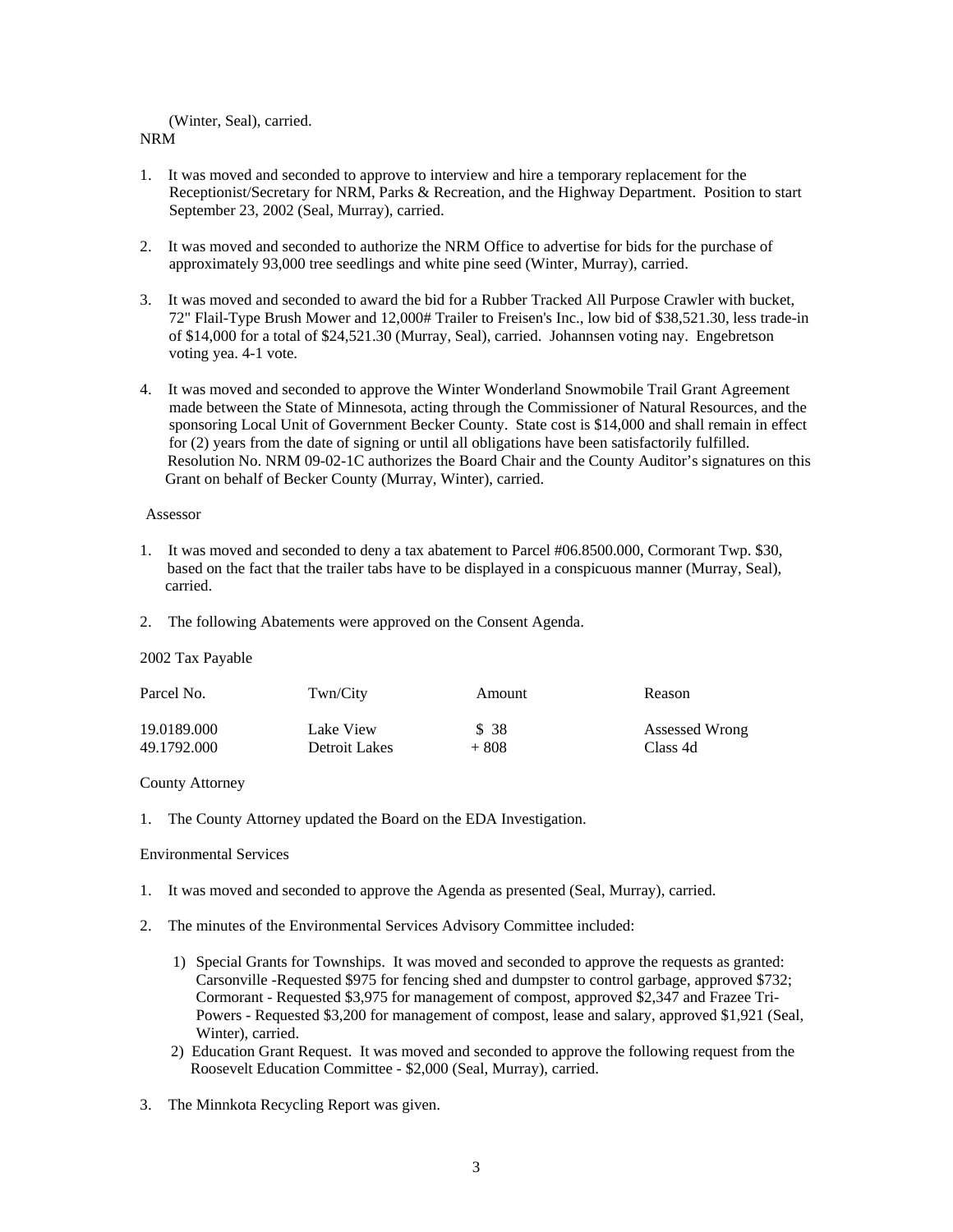(Winter, Seal), carried.

NRM

1. It was moved and seconded to approve to interview and hire a temporary replacement for the Receptionist/Secretary for NRM, Parks & Recreation, and the Highway Department. Position to start September 23, 2002 (Seal, Murray), carried.

2. It was moved and seconded to authorize the NRM Office to advertise for bids for the purchase of approximately 93,000 tree seedlings and white pine seed (Winter, Murray), carried.

3. It was moved and seconded to award the bid for a Rubber Tracked All Purpose Crawler with bucket, 72" Flail-Type Brush Mower and 12,000# Trailer to Freisen's Inc., low bid of $38,521.30, less trade-in of $14,000 for a total of $24,521.30 (Murray, Seal), carried. Johannsen voting nay. Engebretson voting yea. 4-1 vote.

4. It was moved and seconded to approve the Winter Wonderland Snowmobile Trail Grant Agreement made between the State of Minnesota, acting through the Commissioner of Natural Resources, and the sponsoring Local Unit of Government Becker County. State cost is $14,000 and shall remain in effect for (2) years from the date of signing or until all obligations have been satisfactorily fulfilled. Resolution No. NRM 09-02-1C authorizes the Board Chair and the County Auditor's signatures on this Grant on behalf of Becker County (Murray, Winter), carried.

Assessor

1. It was moved and seconded to deny a tax abatement to Parcel #06.8500.000, Cormorant Twp. $30, based on the fact that the trailer tabs have to be displayed in a conspicuous manner (Murray, Seal), carried.

2. The following Abatements were approved on the Consent Agenda.

2002 Tax Payable

| Parcel No. | Twn/City | Amount | Reason |
|---|---|---|---|
| 19.0189.000 | Lake View | $ 38 | Assessed Wrong |
| 49.1792.000 | Detroit Lakes | + 808 | Class 4d |

County Attorney

1. The County Attorney updated the Board on the EDA Investigation.

Environmental Services

1. It was moved and seconded to approve the Agenda as presented (Seal, Murray), carried.

2. The minutes of the Environmental Services Advisory Committee included:

   1) Special Grants for Townships. It was moved and seconded to approve the requests as granted: Carsonville -Requested $975 for fencing shed and dumpster to control garbage, approved $732; Cormorant - Requested $3,975 for management of compost, approved $2,347 and Frazee Tri-Powers - Requested $3,200 for management of compost, lease and salary, approved $1,921 (Seal, Winter), carried.

   2) Education Grant Request. It was moved and seconded to approve the following request from the Roosevelt Education Committee - $2,000 (Seal, Murray), carried.

3. The Minnkota Recycling Report was given.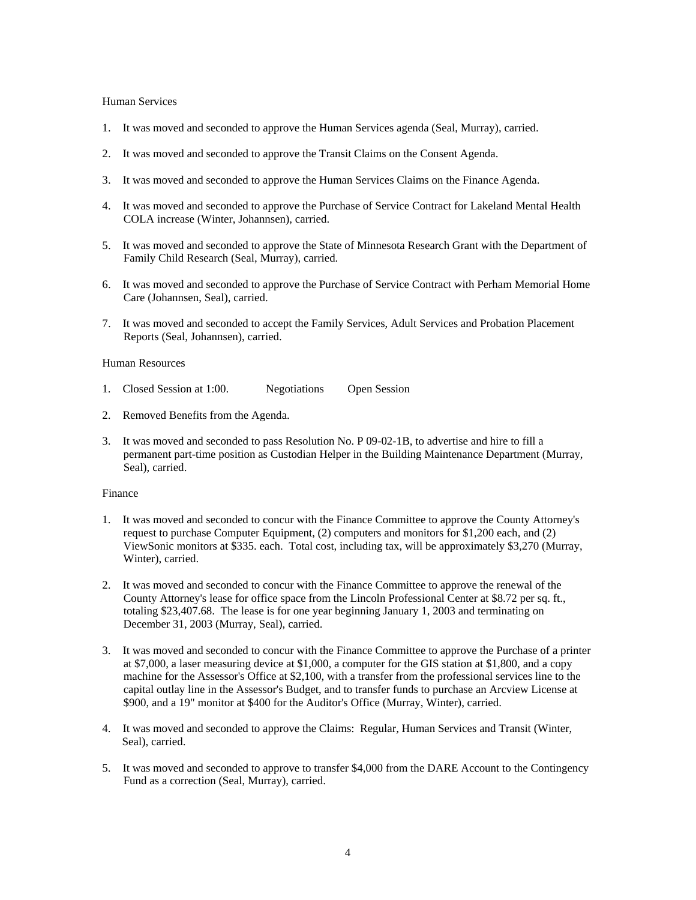Human Services

1. It was moved and seconded to approve the Human Services agenda (Seal, Murray), carried.

2. It was moved and seconded to approve the Transit Claims on the Consent Agenda.

3. It was moved and seconded to approve the Human Services Claims on the Finance Agenda.

4. It was moved and seconded to approve the Purchase of Service Contract for Lakeland Mental Health COLA increase (Winter, Johannsen), carried.

5. It was moved and seconded to approve the State of Minnesota Research Grant with the Department of Family Child Research (Seal, Murray), carried.

6. It was moved and seconded to approve the Purchase of Service Contract with Perham Memorial Home Care (Johannsen, Seal), carried.

7. It was moved and seconded to accept the Family Services, Adult Services and Probation Placement Reports (Seal, Johannsen), carried.

Human Resources

1. Closed Session at 1:00. Negotiations Open Session

2. Removed Benefits from the Agenda.

3. It was moved and seconded to pass Resolution No. P 09-02-1B, to advertise and hire to fill a permanent part-time position as Custodian Helper in the Building Maintenance Department (Murray, Seal), carried.

Finance

1. It was moved and seconded to concur with the Finance Committee to approve the County Attorney's request to purchase Computer Equipment, (2) computers and monitors for $1,200 each, and (2) ViewSonic monitors at $335. each. Total cost, including tax, will be approximately $3,270 (Murray, Winter), carried.

2. It was moved and seconded to concur with the Finance Committee to approve the renewal of the County Attorney's lease for office space from the Lincoln Professional Center at $8.72 per sq. ft., totaling $23,407.68. The lease is for one year beginning January 1, 2003 and terminating on December 31, 2003 (Murray, Seal), carried.

3. It was moved and seconded to concur with the Finance Committee to approve the Purchase of a printer at $7,000, a laser measuring device at $1,000, a computer for the GIS station at $1,800, and a copy machine for the Assessor's Office at $2,100, with a transfer from the professional services line to the capital outlay line in the Assessor's Budget, and to transfer funds to purchase an Arcview License at $900, and a 19" monitor at $400 for the Auditor's Office (Murray, Winter), carried.

4. It was moved and seconded to approve the Claims: Regular, Human Services and Transit (Winter, Seal), carried.

5. It was moved and seconded to approve to transfer $4,000 from the DARE Account to the Contingency Fund as a correction (Seal, Murray), carried.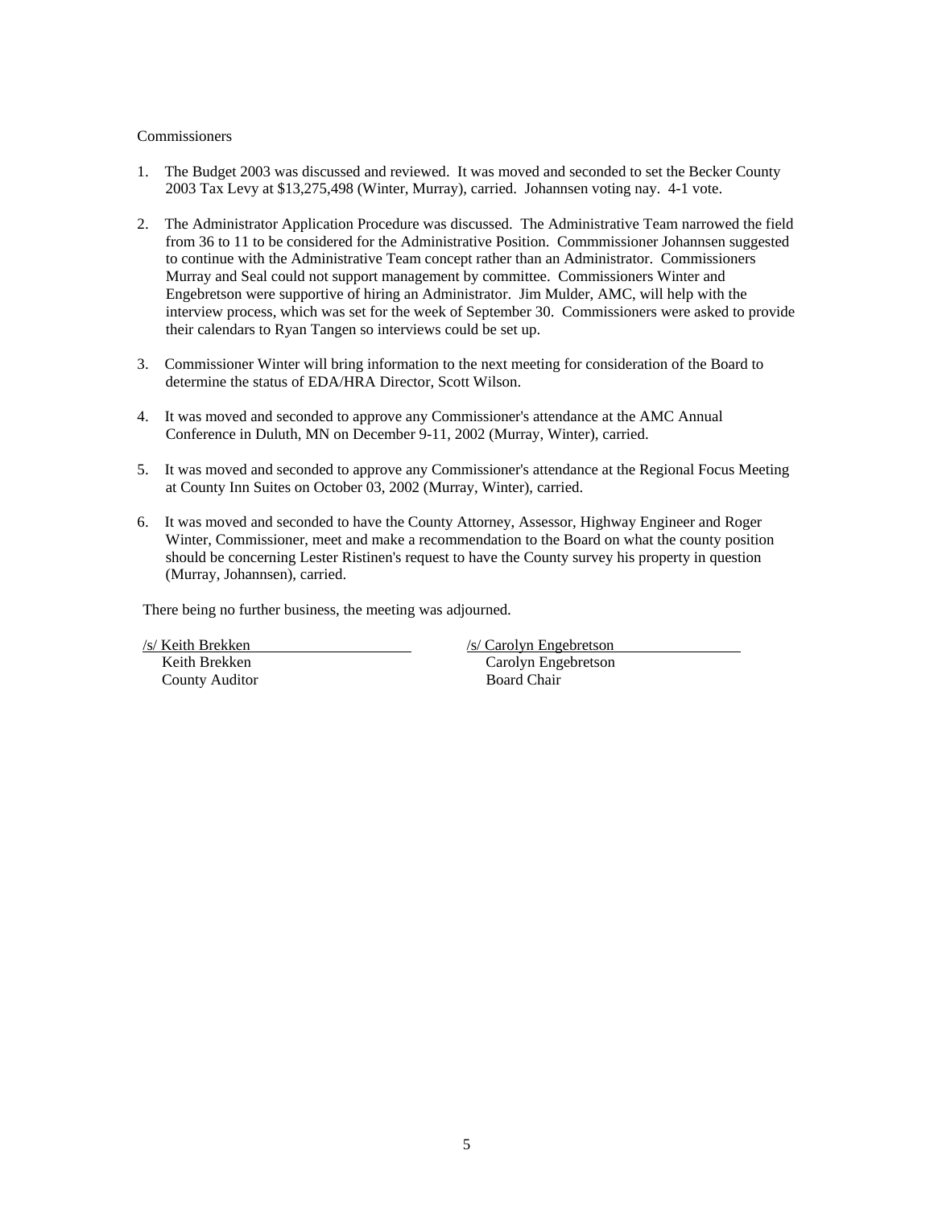Commissioners

1. The Budget 2003 was discussed and reviewed. It was moved and seconded to set the Becker County 2003 Tax Levy at $13,275,498 (Winter, Murray), carried. Johannsen voting nay. 4-1 vote.

2. The Administrator Application Procedure was discussed. The Administrative Team narrowed the field from 36 to 11 to be considered for the Administrative Position. Commmissioner Johannsen suggested to continue with the Administrative Team concept rather than an Administrator. Commissioners Murray and Seal could not support management by committee. Commissioners Winter and Engebretson were supportive of hiring an Administrator. Jim Mulder, AMC, will help with the interview process, which was set for the week of September 30. Commissioners were asked to provide their calendars to Ryan Tangen so interviews could be set up.

3. Commissioner Winter will bring information to the next meeting for consideration of the Board to determine the status of EDA/HRA Director, Scott Wilson.

4. It was moved and seconded to approve any Commissioner's attendance at the AMC Annual Conference in Duluth, MN on December 9-11, 2002 (Murray, Winter), carried.

5. It was moved and seconded to approve any Commissioner's attendance at the Regional Focus Meeting at County Inn Suites on October 03, 2002 (Murray, Winter), carried.

6. It was moved and seconded to have the County Attorney, Assessor, Highway Engineer and Roger Winter, Commissioner, meet and make a recommendation to the Board on what the county position should be concerning Lester Ristinen's request to have the County survey his property in question (Murray, Johannsen), carried.

There being no further business, the meeting was adjourned.

/s/ Keith Brekken
Keith Brekken
County Auditor

/s/ Carolyn Engebretson
Carolyn Engebretson
Board Chair